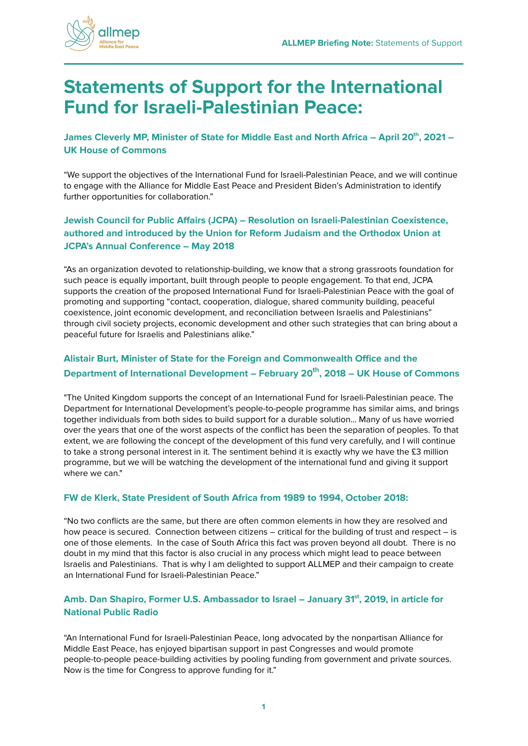# Statements of Support for the International Fund for Israeli-Palestinian Peace:

### James Cleverly MP, Minister of State for Middle East and North Africa – April 20th, 2021 – UK House of Commons

"We support the objectives of the International Fund for Israeli-Palestinian Peace, and we will continue to engage with the Alliance for Middle East Peace and President Biden's Administration to identify further opportunities for collaboration."

### Jewish Council for Public Affairs (JCPA) – Resolution on Israeli-Palestinian Coexistence, authored and introduced by the Union for Reform Judaism and the Orthodox Union at JCPA's Annual Conference – May 2018

"As an organization devoted to relationship-building, we know that a strong grassroots foundation for such peace is equally important, built through people to people engagement. To that end, JCPA supports the creation of the proposed International Fund for Israeli-Palestinian Peace with the goal of promoting and supporting "contact, cooperation, dialogue, shared community building, peaceful coexistence, joint economic development, and reconciliation between Israelis and Palestinians" through civil society projects, economic development and other such strategies that can bring about a peaceful future for Israelis and Palestinians alike."

### Alistair Burt, Minister of State for the Foreign and Commonwealth Office and the Department of International Development – February 20th, 2018 – UK House of Commons

"The United Kingdom supports the concept of an International Fund for Israeli-Palestinian peace. The Department for International Development's people-to-people programme has similar aims, and brings together individuals from both sides to build support for a durable solution… Many of us have worried over the years that one of the worst aspects of the conflict has been the separation of peoples. To that extent, we are following the concept of the development of this fund very carefully, and I will continue to take a strong personal interest in it. The sentiment behind it is exactly why we have the £3 million programme, but we will be watching the development of the international fund and giving it support where we can."

### FW de Klerk, State President of South Africa from 1989 to 1994, October 2018:

"No two conflicts are the same, but there are often common elements in how they are resolved and how peace is secured. Connection between citizens – critical for the building of trust and respect – is one of those elements. In the case of South Africa this fact was proven beyond all doubt. There is no doubt in my mind that this factor is also crucial in any process which might lead to peace between Israelis and Palestinians. That is why I am delighted to support ALLMEP and their campaign to create an International Fund for Israeli-Palestinian Peace."

### Amb. Dan Shapiro, Former U.S. Ambassador to Israel – January 31st, 2019, in article for National Public Radio

"An International Fund for Israeli-Palestinian Peace, long advocated by the nonpartisan Alliance for Middle East Peace, has enjoyed bipartisan support in past Congresses and would promote people-to-people peace-building activities by pooling funding from government and private sources. Now is the time for Congress to approve funding for it."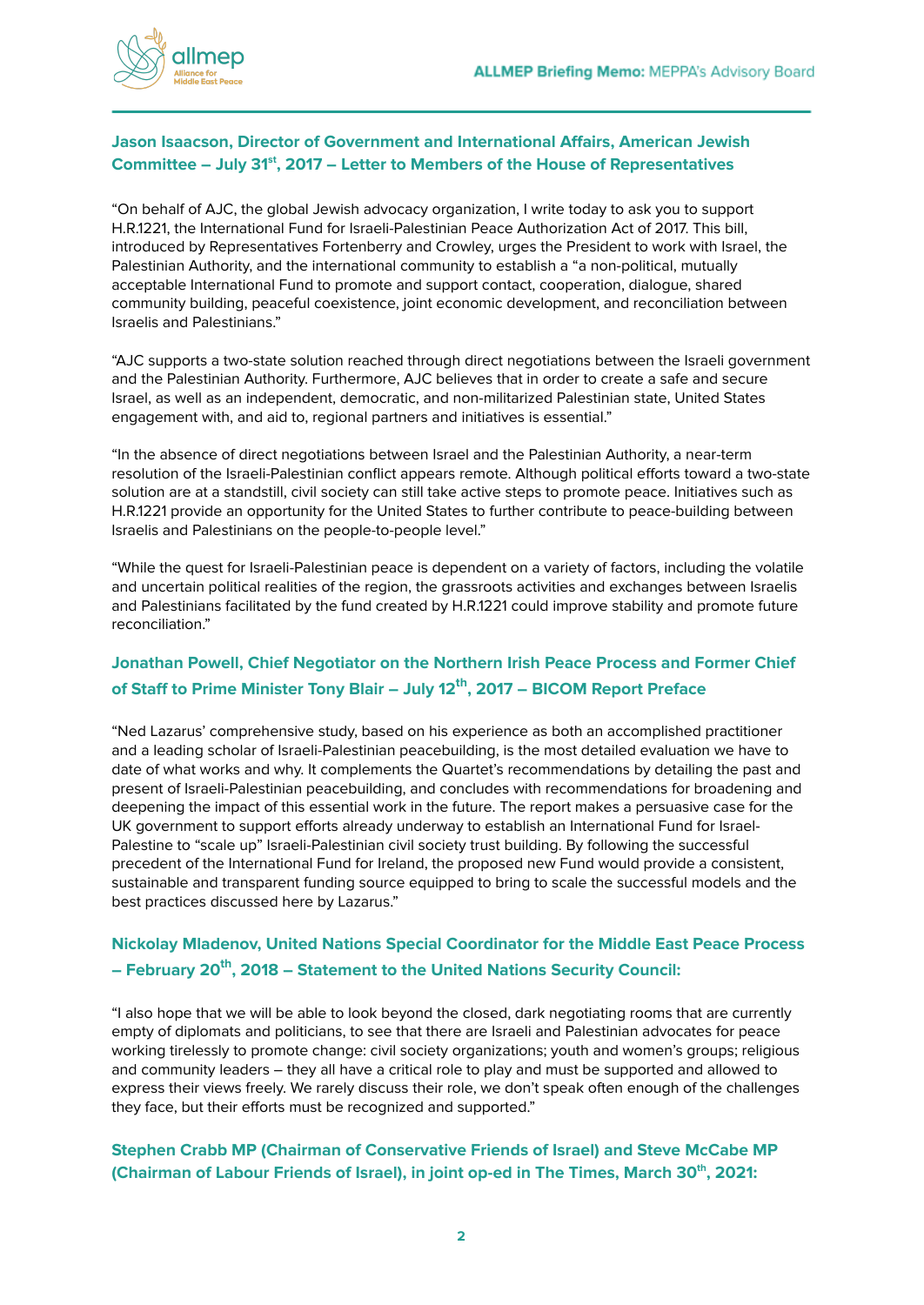### Jason Isaacson, Director of Government and International Affairs, American Jewish Committee – July 31st, 2017 – Letter to Members of the House of Representatives

"On behalf of AJC, the global Jewish advocacy organization, I write today to ask you to support H.R.1221, the International Fund for Israeli-Palestinian Peace Authorization Act of 2017. This bill, introduced by Representatives Fortenberry and Crowley, urges the President to work with Israel, the Palestinian Authority, and the international community to establish a "a non-political, mutually acceptable International Fund to promote and support contact, cooperation, dialogue, shared community building, peaceful coexistence, joint economic development, and reconciliation between Israelis and Palestinians."

"AJC supports a two-state solution reached through direct negotiations between the Israeli government and the Palestinian Authority. Furthermore, AJC believes that in order to create a safe and secure Israel, as well as an independent, democratic, and non-militarized Palestinian state, United States engagement with, and aid to, regional partners and initiatives is essential."

"In the absence of direct negotiations between Israel and the Palestinian Authority, a near-term resolution of the Israeli-Palestinian conflict appears remote. Although political efforts toward a two-state solution are at a standstill, civil society can still take active steps to promote peace. Initiatives such as H.R.1221 provide an opportunity for the United States to further contribute to peace-building between Israelis and Palestinians on the people-to-people level."

"While the quest for Israeli-Palestinian peace is dependent on a variety of factors, including the volatile and uncertain political realities of the region, the grassroots activities and exchanges between Israelis and Palestinians facilitated by the fund created by H.R.1221 could improve stability and promote future reconciliation."

### Jonathan Powell, Chief Negotiator on the Northern Irish Peace Process and Former Chief of Staff to Prime Minister Tony Blair – July 12th, 2017 – BICOM Report Preface

"Ned Lazarus' comprehensive study, based on his experience as both an accomplished practitioner and a leading scholar of Israeli-Palestinian peacebuilding, is the most detailed evaluation we have to date of what works and why. It complements the Quartet's recommendations by detailing the past and present of Israeli-Palestinian peacebuilding, and concludes with recommendations for broadening and deepening the impact of this essential work in the future. The report makes a persuasive case for the UK government to support efforts already underway to establish an International Fund for Israel-Palestine to "scale up" Israeli-Palestinian civil society trust building. By following the successful precedent of the International Fund for Ireland, the proposed new Fund would provide a consistent, sustainable and transparent funding source equipped to bring to scale the successful models and the best practices discussed here by Lazarus."

### Nickolay Mladenov, United Nations Special Coordinator for the Middle East Peace Process – February 20th, 2018 – Statement to the United Nations Security Council:

"I also hope that we will be able to look beyond the closed, dark negotiating rooms that are currently empty of diplomats and politicians, to see that there are Israeli and Palestinian advocates for peace working tirelessly to promote change: civil society organizations; youth and women's groups; religious and community leaders – they all have a critical role to play and must be supported and allowed to express their views freely. We rarely discuss their role, we don't speak often enough of the challenges they face, but their efforts must be recognized and supported."

### Stephen Crabb MP (Chairman of Conservative Friends of Israel) and Steve McCabe MP (Chairman of Labour Friends of Israel), in joint op-ed in The Times, March 30th, 2021: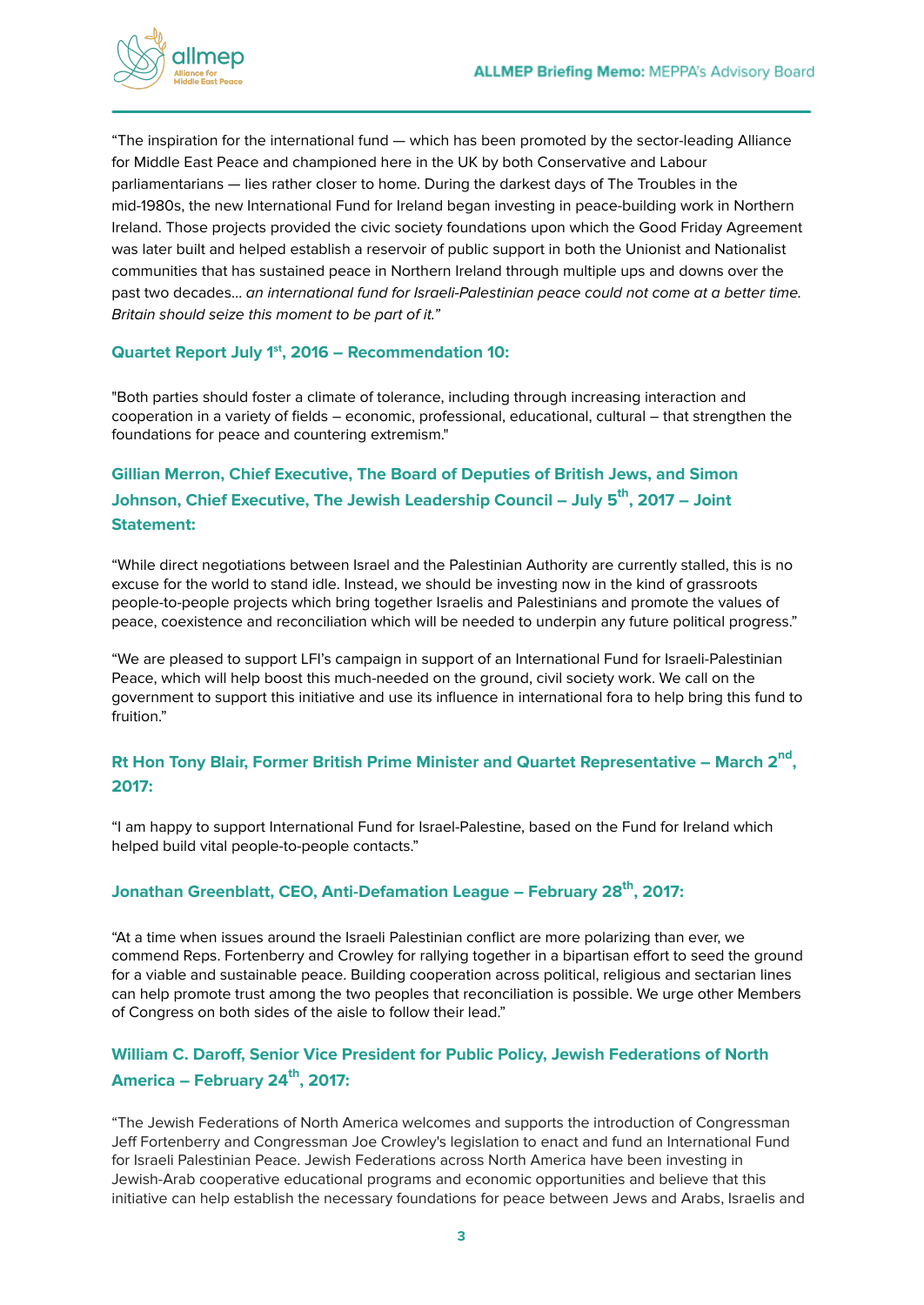"The inspiration for the international fund — which has been promoted by the sector-leading Alliance for Middle East Peace and championed here in the UK by both Conservative and Labour parliamentarians — lies rather closer to home. During the darkest days of The Troubles in the mid-1980s, the new International Fund for Ireland began investing in peace-building work in Northern Ireland. Those projects provided the civic society foundations upon which the Good Friday Agreement was later built and helped establish a reservoir of public support in both the Unionist and Nationalist communities that has sustained peace in Northern Ireland through multiple ups and downs over the past two decades… *an international fund for Israeli-Palestinian peace could not come at a better time. Britain should seize this moment to be part of it."*

### Quartet Report July 1st, 2016 – Recommendation 10:

"Both parties should foster a climate of tolerance, including through increasing interaction and cooperation in a variety of fields – economic, professional, educational, cultural – that strengthen the foundations for peace and countering extremism."

### Gillian Merron, Chief Executive, The Board of Deputies of British Jews, and Simon Johnson, Chief Executive, The Jewish Leadership Council – July 5th, 2017 – Joint Statement:

"While direct negotiations between Israel and the Palestinian Authority are currently stalled, this is no excuse for the world to stand idle. Instead, we should be investing now in the kind of grassroots people-to-people projects which bring together Israelis and Palestinians and promote the values of peace, coexistence and reconciliation which will be needed to underpin any future political progress."

"We are pleased to support LFI's campaign in support of an International Fund for Israeli-Palestinian Peace, which will help boost this much-needed on the ground, civil society work. We call on the government to support this initiative and use its influence in international fora to help bring this fund to fruition."

### Rt Hon Tony Blair, Former British Prime Minister and Quartet Representative – March 2nd, 2017:

"I am happy to support International Fund for Israel-Palestine, based on the Fund for Ireland which helped build vital people-to-people contacts."

### Jonathan Greenblatt, CEO, Anti-Defamation League – February 28th, 2017:

"At a time when issues around the Israeli Palestinian conflict are more polarizing than ever, we commend Reps. Fortenberry and Crowley for rallying together in a bipartisan effort to seed the ground for a viable and sustainable peace. Building cooperation across political, religious and sectarian lines can help promote trust among the two peoples that reconciliation is possible. We urge other Members of Congress on both sides of the aisle to follow their lead."

### William C. Daroff, Senior Vice President for Public Policy, Jewish Federations of North America – February 24th, 2017:

"The Jewish Federations of North America welcomes and supports the introduction of Congressman Jeff Fortenberry and Congressman Joe Crowley's legislation to enact and fund an International Fund for Israeli Palestinian Peace. Jewish Federations across North America have been investing in Jewish-Arab cooperative educational programs and economic opportunities and believe that this initiative can help establish the necessary foundations for peace between Jews and Arabs, Israelis and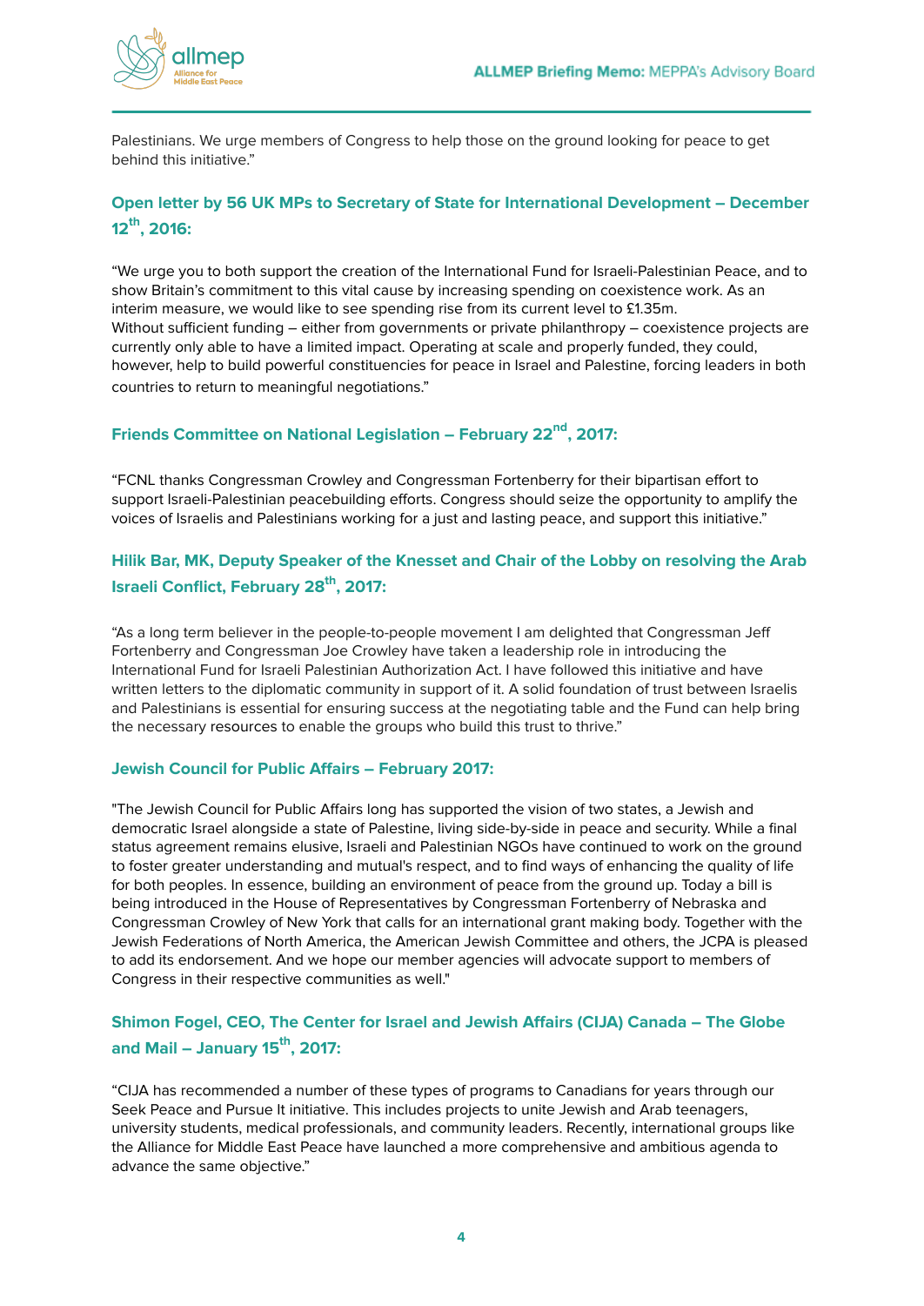Palestinians. We urge members of Congress to help those on the ground looking for peace to get behind this initiative."

### Open letter by 56 UK MPs to Secretary of State for International Development – December 12th, 2016:

"We urge you to both support the creation of the International Fund for Israeli-Palestinian Peace, and to show Britain's commitment to this vital cause by increasing spending on coexistence work. As an interim measure, we would like to see spending rise from its current level to £1.35m.
Without sufficient funding – either from governments or private philanthropy – coexistence projects are currently only able to have a limited impact. Operating at scale and properly funded, they could, however, help to build powerful constituencies for peace in Israel and Palestine, forcing leaders in both countries to return to meaningful negotiations."

### Friends Committee on National Legislation – February 22nd, 2017:

"FCNL thanks Congressman Crowley and Congressman Fortenberry for their bipartisan effort to support Israeli-Palestinian peacebuilding efforts. Congress should seize the opportunity to amplify the voices of Israelis and Palestinians working for a just and lasting peace, and support this initiative."

### Hilik Bar, MK, Deputy Speaker of the Knesset and Chair of the Lobby on resolving the Arab Israeli Conflict, February 28th, 2017:

"As a long term believer in the people-to-people movement I am delighted that Congressman Jeff Fortenberry and Congressman Joe Crowley have taken a leadership role in introducing the International Fund for Israeli Palestinian Authorization Act. I have followed this initiative and have written letters to the diplomatic community in support of it. A solid foundation of trust between Israelis and Palestinians is essential for ensuring success at the negotiating table and the Fund can help bring the necessary resources to enable the groups who build this trust to thrive."

### Jewish Council for Public Affairs – February 2017:

"The Jewish Council for Public Affairs long has supported the vision of two states, a Jewish and democratic Israel alongside a state of Palestine, living side-by-side in peace and security. While a final status agreement remains elusive, Israeli and Palestinian NGOs have continued to work on the ground to foster greater understanding and mutual's respect, and to find ways of enhancing the quality of life for both peoples. In essence, building an environment of peace from the ground up. Today a bill is being introduced in the House of Representatives by Congressman Fortenberry of Nebraska and Congressman Crowley of New York that calls for an international grant making body. Together with the Jewish Federations of North America, the American Jewish Committee and others, the JCPA is pleased to add its endorsement. And we hope our member agencies will advocate support to members of Congress in their respective communities as well."

### Shimon Fogel, CEO, The Center for Israel and Jewish Affairs (CIJA) Canada – The Globe and Mail – January 15th, 2017:

"CIJA has recommended a number of these types of programs to Canadians for years through our Seek Peace and Pursue It initiative. This includes projects to unite Jewish and Arab teenagers, university students, medical professionals, and community leaders. Recently, international groups like the Alliance for Middle East Peace have launched a more comprehensive and ambitious agenda to advance the same objective."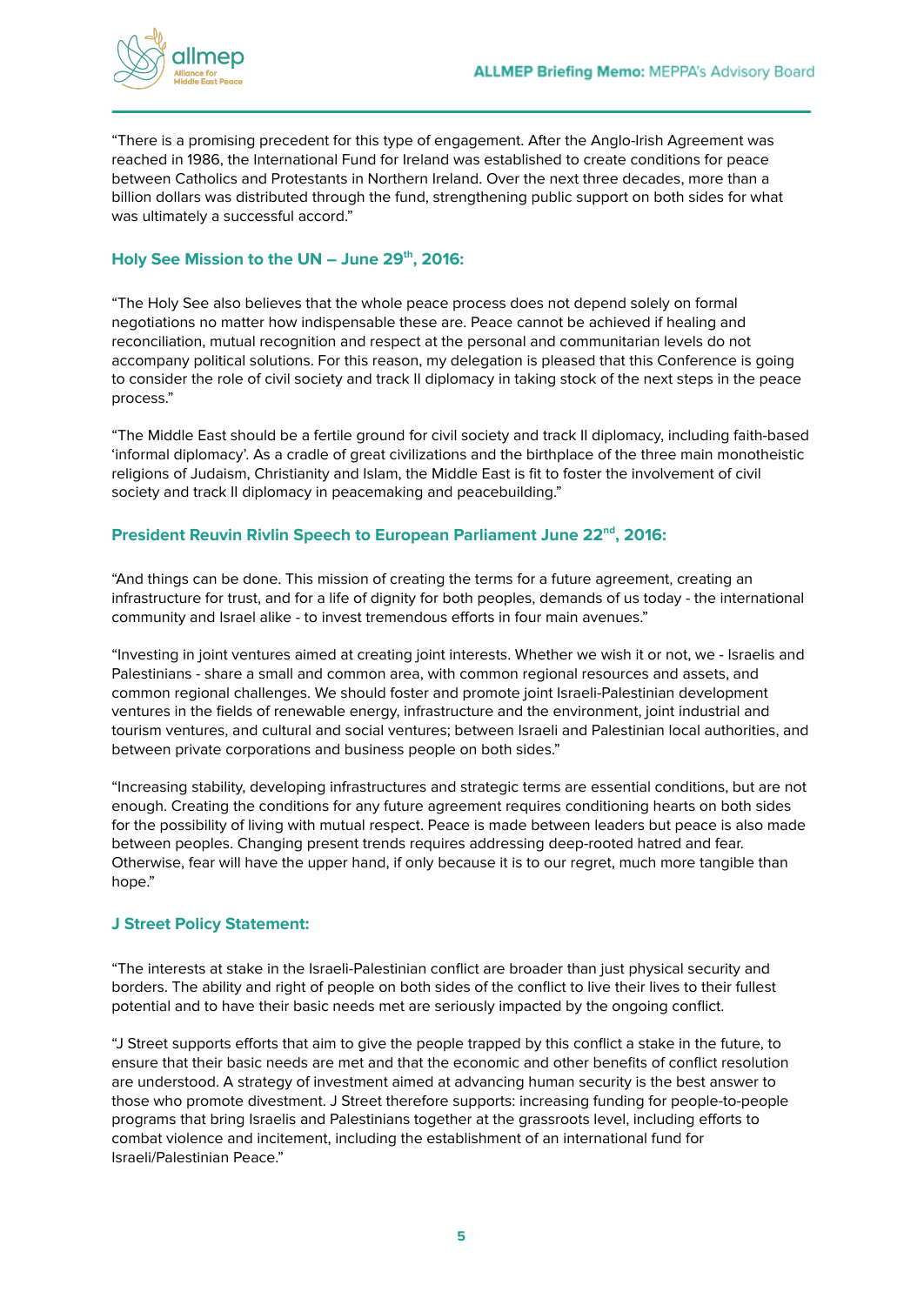"There is a promising precedent for this type of engagement. After the Anglo-Irish Agreement was reached in 1986, the International Fund for Ireland was established to create conditions for peace between Catholics and Protestants in Northern Ireland. Over the next three decades, more than a billion dollars was distributed through the fund, strengthening public support on both sides for what was ultimately a successful accord."

### Holy See Mission to the UN – June 29th, 2016:

"The Holy See also believes that the whole peace process does not depend solely on formal negotiations no matter how indispensable these are. Peace cannot be achieved if healing and reconciliation, mutual recognition and respect at the personal and communitarian levels do not accompany political solutions. For this reason, my delegation is pleased that this Conference is going to consider the role of civil society and track II diplomacy in taking stock of the next steps in the peace process."

"The Middle East should be a fertile ground for civil society and track II diplomacy, including faith-based 'informal diplomacy'. As a cradle of great civilizations and the birthplace of the three main monotheistic religions of Judaism, Christianity and Islam, the Middle East is fit to foster the involvement of civil society and track II diplomacy in peacemaking and peacebuilding."

### President Reuvin Rivlin Speech to European Parliament June 22nd, 2016:

"And things can be done. This mission of creating the terms for a future agreement, creating an infrastructure for trust, and for a life of dignity for both peoples, demands of us today - the international community and Israel alike - to invest tremendous efforts in four main avenues."

"Investing in joint ventures aimed at creating joint interests. Whether we wish it or not, we - Israelis and Palestinians - share a small and common area, with common regional resources and assets, and common regional challenges. We should foster and promote joint Israeli-Palestinian development ventures in the fields of renewable energy, infrastructure and the environment, joint industrial and tourism ventures, and cultural and social ventures; between Israeli and Palestinian local authorities, and between private corporations and business people on both sides."

"Increasing stability, developing infrastructures and strategic terms are essential conditions, but are not enough. Creating the conditions for any future agreement requires conditioning hearts on both sides for the possibility of living with mutual respect. Peace is made between leaders but peace is also made between peoples. Changing present trends requires addressing deep-rooted hatred and fear. Otherwise, fear will have the upper hand, if only because it is to our regret, much more tangible than hope."

### J Street Policy Statement:

"The interests at stake in the Israeli-Palestinian conflict are broader than just physical security and borders. The ability and right of people on both sides of the conflict to live their lives to their fullest potential and to have their basic needs met are seriously impacted by the ongoing conflict.

"J Street supports efforts that aim to give the people trapped by this conflict a stake in the future, to ensure that their basic needs are met and that the economic and other benefits of conflict resolution are understood. A strategy of investment aimed at advancing human security is the best answer to those who promote divestment. J Street therefore supports: increasing funding for people-to-people programs that bring Israelis and Palestinians together at the grassroots level, including efforts to combat violence and incitement, including the establishment of an international fund for Israeli/Palestinian Peace."